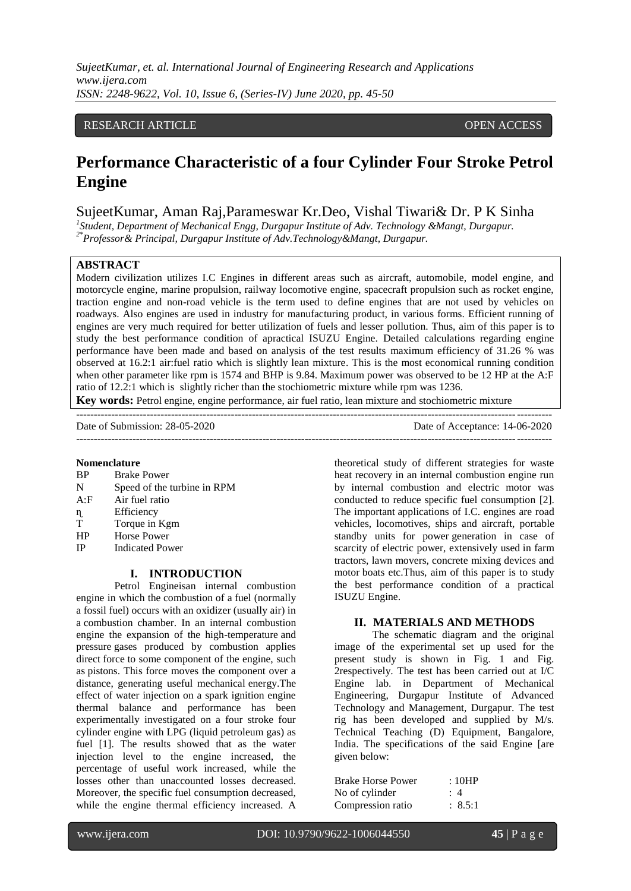RESEARCH ARTICLE OPEN ACCESS

# Performance Characteristic of a four Cylinder Four Stroke Petrol Engine

SujeetKumar, Aman Raj,Parameswar Kr.Deo, Vishal Tiwari& Dr. P K Sinha

[1]*Student, Department of Mechanical Engg, Durgapur Institute of Adv. Technology &Mangt, Durgapur.*
[2*]*Professor& Principal, Durgapur Institute of Adv.Technology&Mangt, Durgapur.*

## ABSTRACT

Modern civilization utilizes I.C Engines in different areas such as aircraft, automobile, model engine, and motorcycle engine, marine propulsion, railway locomotive engine, spacecraft propulsion such as rocket engine, traction engine and non-road vehicle is the term used to define engines that are not used by vehicles on roadways. Also engines are used in industry for manufacturing product, in various forms. Efficient running of engines are very much required for better utilization of fuels and lesser pollution. Thus, aim of this paper is to study the best performance condition of apractical ISUZU Engine. Detailed calculations regarding engine performance have been made and based on analysis of the test results maximum efficiency of 31.26 % was observed at 16.2:1 air:fuel ratio which is slightly lean mixture. This is the most economical running condition when other parameter like rpm is 1574 and BHP is 9.84. Maximum power was observed to be 12 HP at the A:F ratio of 12.2:1 which is slightly richer than the stochiometric mixture while rpm was 1236.

**Key words:** Petrol engine, engine performance, air fuel ratio, lean mixture and stochiometric mixture

---

Date of Submission: 28-05-2020 Date of Acceptance: 14-06-2020

---

**Nomenclature**

| | |
|---|---|
| BP | Brake Power |
| N | Speed of the turbine in RPM |
| A:F | Air fuel ratio |
| η | Efficiency |
| T | Torque in Kgm |
| HP | Horse Power |
| IP | Indicated Power |

## I. INTRODUCTION

Petrol Engineisan internal combustion engine in which the combustion of a fuel (normally a fossil fuel) occurs with an oxidizer (usually air) in a combustion chamber. In an internal combustion engine the expansion of the high-temperature and pressure gases produced by combustion applies direct force to some component of the engine, such as pistons. This force moves the component over a distance, generating useful mechanical energy.The effect of water injection on a spark ignition engine thermal balance and performance has been experimentally investigated on a four stroke four cylinder engine with LPG (liquid petroleum gas) as fuel [1]. The results showed that as the water injection level to the engine increased, the percentage of useful work increased, while the losses other than unaccounted losses decreased. Moreover, the specific fuel consumption decreased, while the engine thermal efficiency increased. A theoretical study of different strategies for waste heat recovery in an internal combustion engine run by internal combustion and electric motor was conducted to reduce specific fuel consumption [2]. The important applications of I.C. engines are road vehicles, locomotives, ships and aircraft, portable standby units for power generation in case of scarcity of electric power, extensively used in farm tractors, lawn movers, concrete mixing devices and motor boats etc.Thus, aim of this paper is to study the best performance condition of a practical ISUZU Engine.

## II. MATERIALS AND METHODS

The schematic diagram and the original image of the experimental set up used for the present study is shown in Fig. 1 and Fig. 2respectively. The test has been carried out at I/C Engine lab. in Department of Mechanical Engineering, Durgapur Institute of Advanced Technology and Management, Durgapur. The test rig has been developed and supplied by M/s. Technical Teaching (D) Equipment, Bangalore, India. The specifications of the said Engine [are given below:

| | |
|---|---|
| Brake Horse Power | : 10HP |
| No of cylinder | : 4 |
| Compression ratio | : 8.5:1 |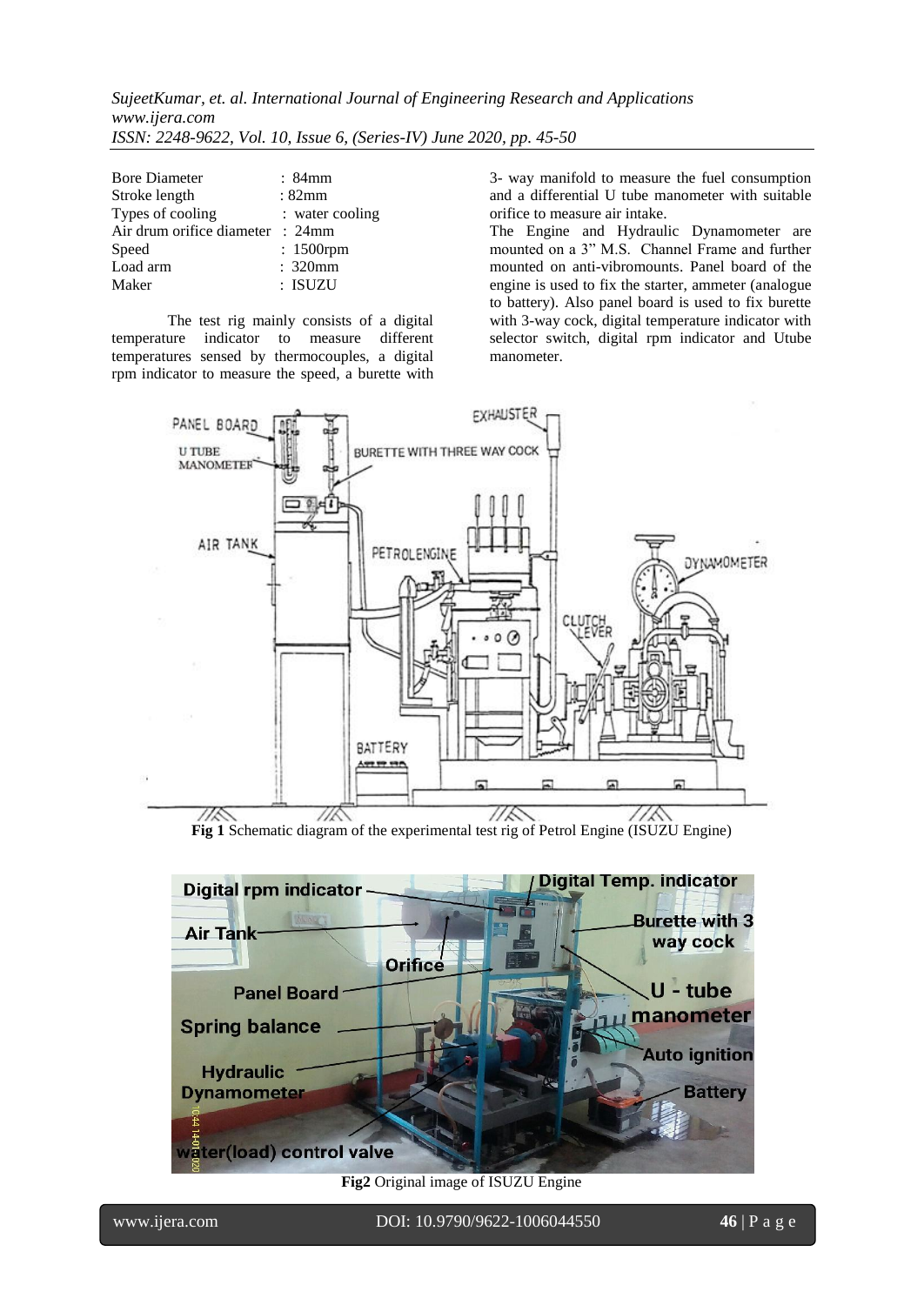| | |
|---|---|
| Bore Diameter | : 84mm |
| Stroke length | : 82mm |
| Types of cooling | : water cooling |
| Air drum orifice diameter | : 24mm |
| Speed | : 1500rpm |
| Load arm | : 320mm |
| Maker | : ISUZU |

The test rig mainly consists of a digital temperature indicator to measure different temperatures sensed by thermocouples, a digital rpm indicator to measure the speed, a burette with 3- way manifold to measure the fuel consumption and a differential U tube manometer with suitable orifice to measure air intake.

The Engine and Hydraulic Dynamometer are mounted on a 3" M.S. Channel Frame and further mounted on anti-vibromounts. Panel board of the engine is used to fix the starter, ammeter (analogue to battery). Also panel board is used to fix burette with 3-way cock, digital temperature indicator with selector switch, digital rpm indicator and Utube manometer.

PANEL BOARD
U TUBE MANOMETER
BURETTE WITH THREE WAY COCK
EXHAUSTER
AIR TANK
PETROLENGINE
DYNAMOMETER
CLUTCH LEVER
BATTERY

**Fig 1** Schematic diagram of the experimental test rig of Petrol Engine (ISUZU Engine)

Digital rpm indicator
Digital Temp. indicator
Air Tank
Burette with 3 way cock
Orifice
Panel Board
U - tube manometer
Spring balance
Auto ignition
Hydraulic Dynamometer
Battery
water(load) control valve

**Fig2** Original image of ISUZU Engine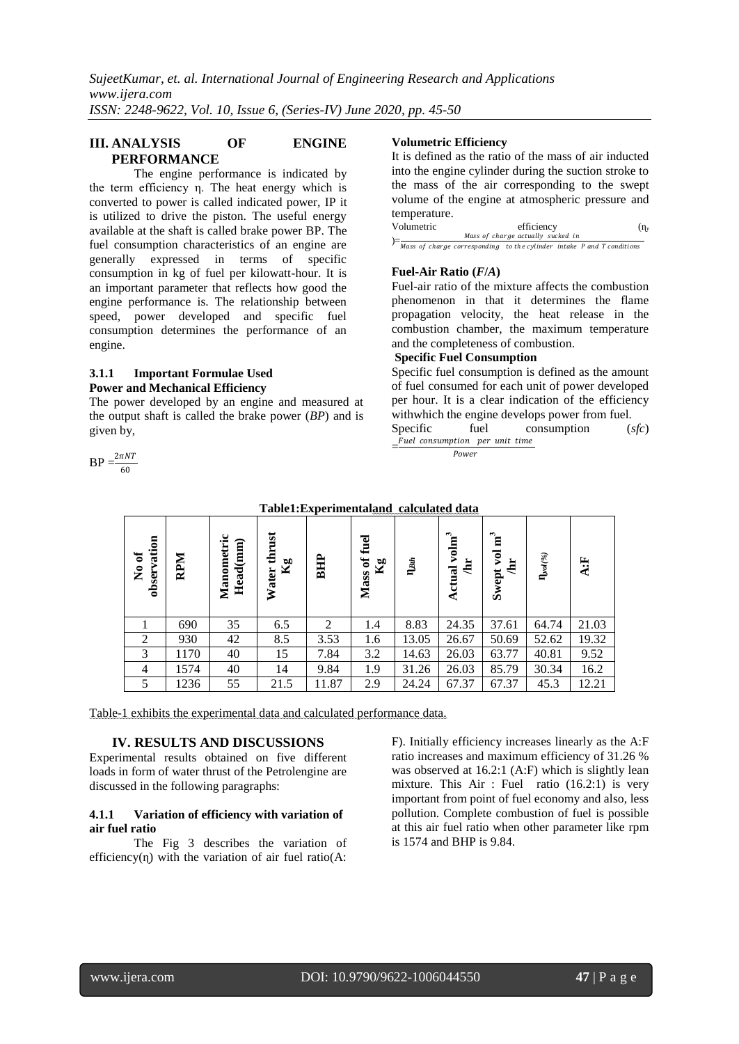## III. ANALYSIS OF ENGINE PERFORMANCE

The engine performance is indicated by the term efficiency η. The heat energy which is converted to power is called indicated power, IP it is utilized to drive the piston. The useful energy available at the shaft is called brake power BP. The fuel consumption characteristics of an engine are generally expressed in terms of specific consumption in kg of fuel per kilowatt-hour. It is an important parameter that reflects how good the engine performance is. The relationship between speed, power developed and specific fuel consumption determines the performance of an engine.

### 3.1.1 Important Formulae Used

**Power and Mechanical Efficiency**

The power developed by an engine and measured at the output shaft is called the brake power (*BP*) and is given by,

$$BP = \frac{2\pi NT}{60}$$

**Volumetric Efficiency**

It is defined as the ratio of the mass of air inducted into the engine cylinder during the suction stroke to the mass of the air corresponding to the swept volume of the engine at atmospheric pressure and temperature.

Volumetric efficiency ($\eta_v$) $= \frac{\text{Mass of charge actually sucked in}}{\text{Mass of charge corresponding to the cylinder intake P and T conditions}}$

**Fuel-Air Ratio (*F/A*)**

Fuel-air ratio of the mixture affects the combustion phenomenon in that it determines the flame propagation velocity, the heat release in the combustion chamber, the maximum temperature and the completeness of combustion.

**Specific Fuel Consumption**

Specific fuel consumption is defined as the amount of fuel consumed for each unit of power developed per hour. It is a clear indication of the efficiency withwhich the engine develops power from fuel.

Specific fuel consumption (*sfc*) $= \frac{\text{Fuel consumption per unit time}}{\text{Power}}$

**Table1:Experimentaland calculated data**

| No of observation | RPM | Manometric Head(mm) | Water thrust Kg | BHP | Mass of fuel Kg | $\eta_{Bth}$ | Actual vol$m^3$/hr | Swept vol $m^3$/hr | $\eta_{vol(\%)}$ | A:F |
|---|---|---|---|---|---|---|---|---|---|---|
| 1 | 690 | 35 | 6.5 | 2 | 1.4 | 8.83 | 24.35 | 37.61 | 64.74 | 21.03 |
| 2 | 930 | 42 | 8.5 | 3.53 | 1.6 | 13.05 | 26.67 | 50.69 | 52.62 | 19.32 |
| 3 | 1170 | 40 | 15 | 7.84 | 3.2 | 14.63 | 26.03 | 63.77 | 40.81 | 9.52 |
| 4 | 1574 | 40 | 14 | 9.84 | 1.9 | 31.26 | 26.03 | 85.79 | 30.34 | 16.2 |
| 5 | 1236 | 55 | 21.5 | 11.87 | 2.9 | 24.24 | 67.37 | 67.37 | 45.3 | 12.21 |

Table-1 exhibits the experimental data and calculated performance data.

## IV. RESULTS AND DISCUSSIONS

Experimental results obtained on five different loads in form of water thrust of the Petrolengine are discussed in the following paragraphs:

### 4.1.1 Variation of efficiency with variation of air fuel ratio

The Fig 3 describes the variation of efficiency(η) with the variation of air fuel ratio(A: F). Initially efficiency increases linearly as the A:F ratio increases and maximum efficiency of 31.26 % was observed at 16.2:1 (A:F) which is slightly lean mixture. This Air : Fuel ratio (16.2:1) is very important from point of fuel economy and also, less pollution. Complete combustion of fuel is possible at this air fuel ratio when other parameter like rpm is 1574 and BHP is 9.84.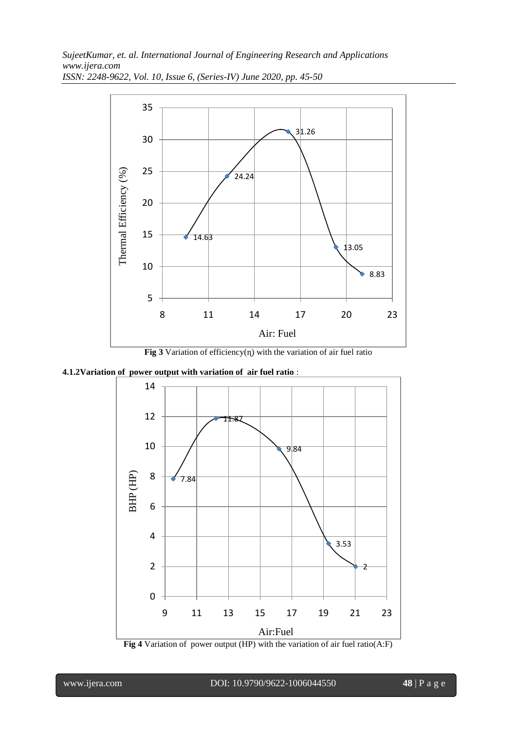35

30

25

20

15

10

5

8 11 14 17 20 23

Thermal Efficiency (%)

Air: Fuel

14.63

24.24

31.26

13.05

8.83

**Fig 3** Variation of efficiency(η) with the variation of air fuel ratio

**4.1.2Variation of power output with variation of air fuel ratio** :

14

12

10

8

6

4

2

0

9 11 13 15 17 19 21 23

BHP (HP)

Air:Fuel

7.84

11.87

9.84

3.53

2

**Fig 4** Variation of power output (HP) with the variation of air fuel ratio(A:F)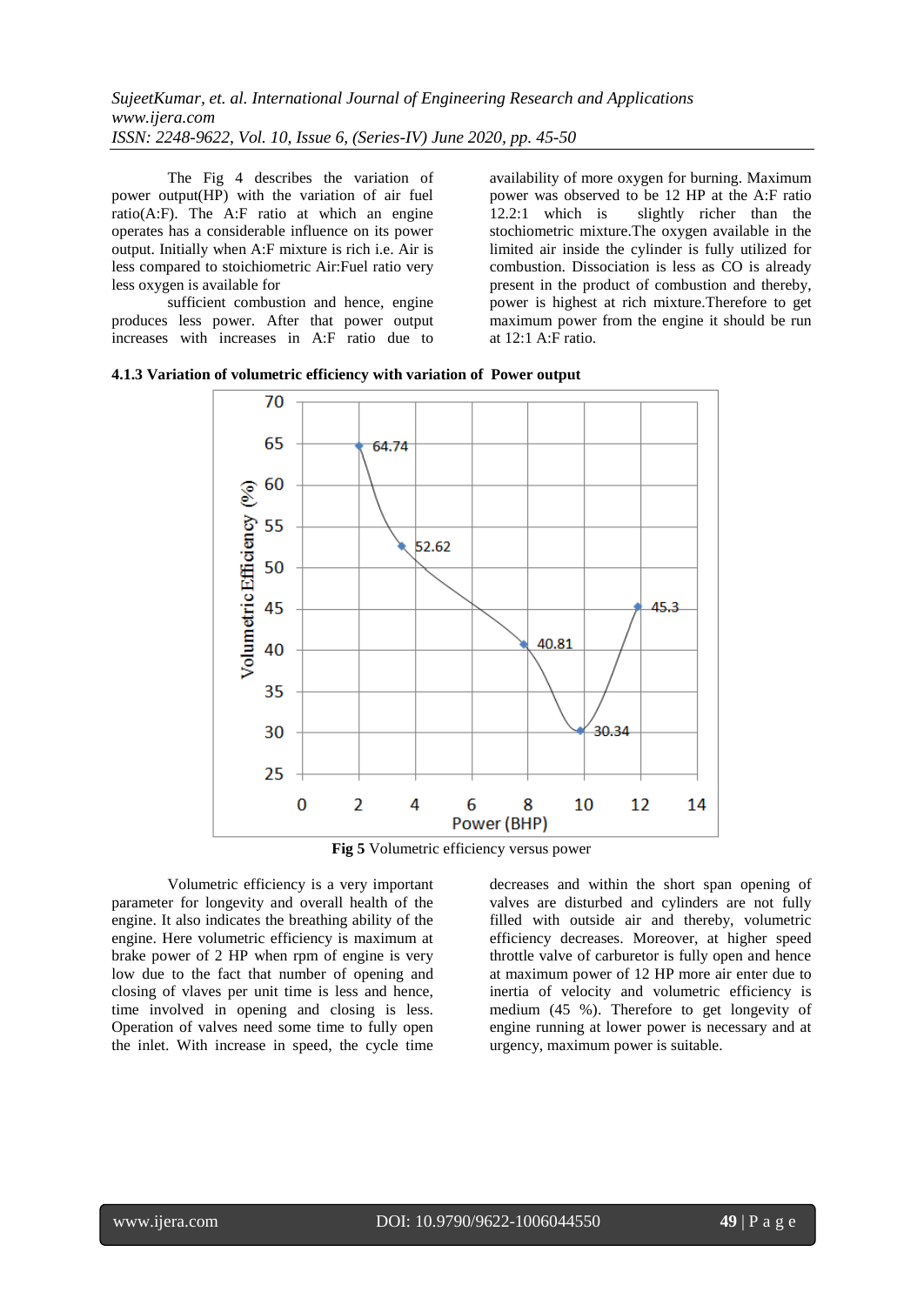The Fig 4 describes the variation of power output(HP) with the variation of air fuel ratio(A:F). The A:F ratio at which an engine operates has a considerable influence on its power output. Initially when A:F mixture is rich i.e. Air is less compared to stoichiometric Air:Fuel ratio very less oxygen is available for

sufficient combustion and hence, engine produces less power. After that power output increases with increases in A:F ratio due to availability of more oxygen for burning. Maximum power was observed to be 12 HP at the A:F ratio 12.2:1 which is slightly richer than the stochiometric mixture.The oxygen available in the limited air inside the cylinder is fully utilized for combustion. Dissociation is less as CO is already present in the product of combustion and thereby, power is highest at rich mixture.Therefore to get maximum power from the engine it should be run at 12:1 A:F ratio.

**4.1.3 Variation of volumetric efficiency with variation of Power output**

Volumetric Efficiency (%)

70
65
60
55
50
45
40
35
30
25

64.74
52.62
40.81
30.34
45.3

0 2 4 6 8 10 12 14

Power (BHP)

**Fig 5** Volumetric efficiency versus power

Volumetric efficiency is a very important parameter for longevity and overall health of the engine. It also indicates the breathing ability of the engine. Here volumetric efficiency is maximum at brake power of 2 HP when rpm of engine is very low due to the fact that number of opening and closing of vlaves per unit time is less and hence, time involved in opening and closing is less. Operation of valves need some time to fully open the inlet. With increase in speed, the cycle time decreases and within the short span opening of valves are disturbed and cylinders are not fully filled with outside air and thereby, volumetric efficiency decreases. Moreover, at higher speed throttle valve of carburetor is fully open and hence at maximum power of 12 HP more air enter due to inertia of velocity and volumetric efficiency is medium (45 %). Therefore to get longevity of engine running at lower power is necessary and at urgency, maximum power is suitable.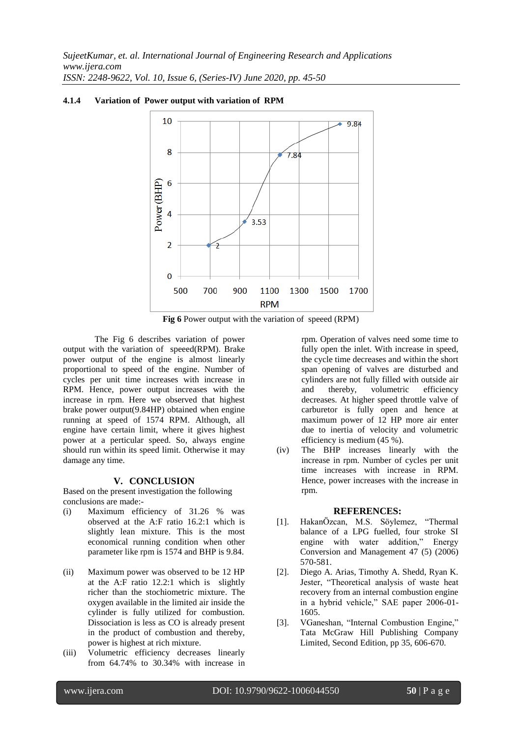### 4.1.4 Variation of Power output with variation of RPM

10
8
6
4
2
0
Power (BHP)
500 700 900 1100 1300 1500 1700
RPM
9.84
7.84
3.53
2

**Fig 6** Power output with the variation of speeed (RPM)

The Fig 6 describes variation of power output with the variation of speeed(RPM). Brake power output of the engine is almost linearly proportional to speed of the engine. Number of cycles per unit time increases with increase in RPM. Hence, power output increases with the increase in rpm. Here we observed that highest brake power output(9.84HP) obtained when engine running at speed of 1574 RPM. Although, all engine have certain limit, where it gives highest power at a perticular speed. So, always engine should run within its speed limit. Otherwise it may damage any time.

## V. CONCLUSION

Based on the present investigation the following conclusions are made:-

(i) Maximum efficiency of 31.26 % was observed at the A:F ratio 16.2:1 which is slightly lean mixture. This is the most economical running condition when other parameter like rpm is 1574 and BHP is 9.84.

(ii) Maximum power was observed to be 12 HP at the A:F ratio 12.2:1 which is slightly richer than the stochiometric mixture. The oxygen available in the limited air inside the cylinder is fully utilized for combustion. Dissociation is less as CO is already present in the product of combustion and thereby, power is highest at rich mixture.

(iii) Volumetric efficiency decreases linearly from 64.74% to 30.34% with increase in rpm. Operation of valves need some time to fully open the inlet. With increase in speed, the cycle time decreases and within the short span opening of valves are disturbed and cylinders are not fully filled with outside air and thereby, volumetric efficiency decreases. At higher speed throttle valve of carburetor is fully open and hence at maximum power of 12 HP more air enter due to inertia of velocity and volumetric efficiency is medium (45 %).

(iv) The BHP increases linearly with the increase in rpm. Number of cycles per unit time increases with increase in RPM. Hence, power increases with the increase in rpm.

## REFERENCES:

[1]. HakanÖzcan, M.S. Söylemez, "Thermal balance of a LPG fuelled, four stroke SI engine with water addition," Energy Conversion and Management 47 (5) (2006) 570-581.

[2]. Diego A. Arias, Timothy A. Shedd, Ryan K. Jester, "Theoretical analysis of waste heat recovery from an internal combustion engine in a hybrid vehicle," SAE paper 2006-01-1605.

[3]. VGaneshan, "Internal Combustion Engine," Tata McGraw Hill Publishing Company Limited, Second Edition, pp 35, 606-670.